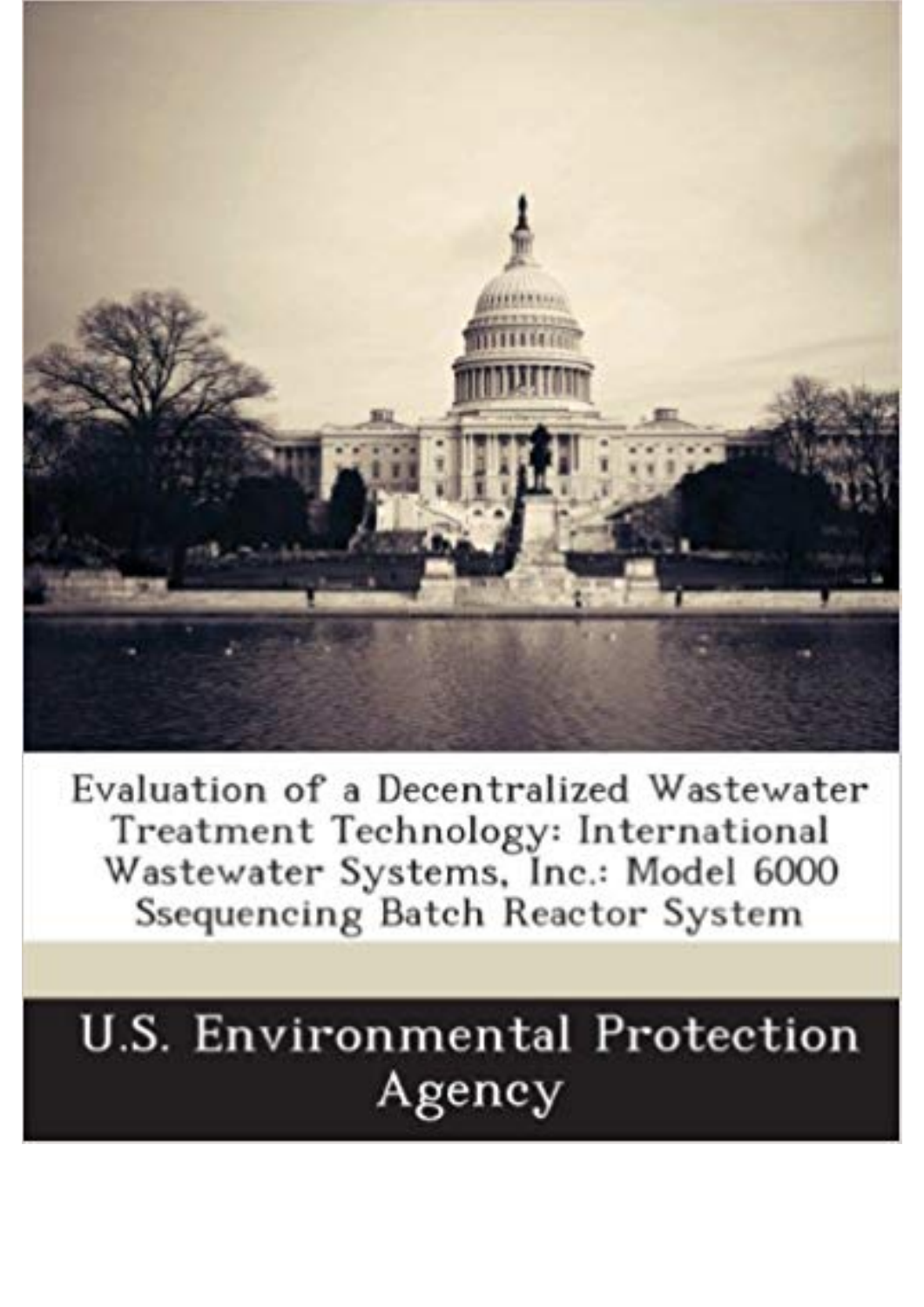# Evaluation of a Decentralized Wastewater Treatment Technology: International Wastewater Systems, Inc.: Model 6000 Ssequencing Batch Reactor System

U.S. Environmental Protection Agency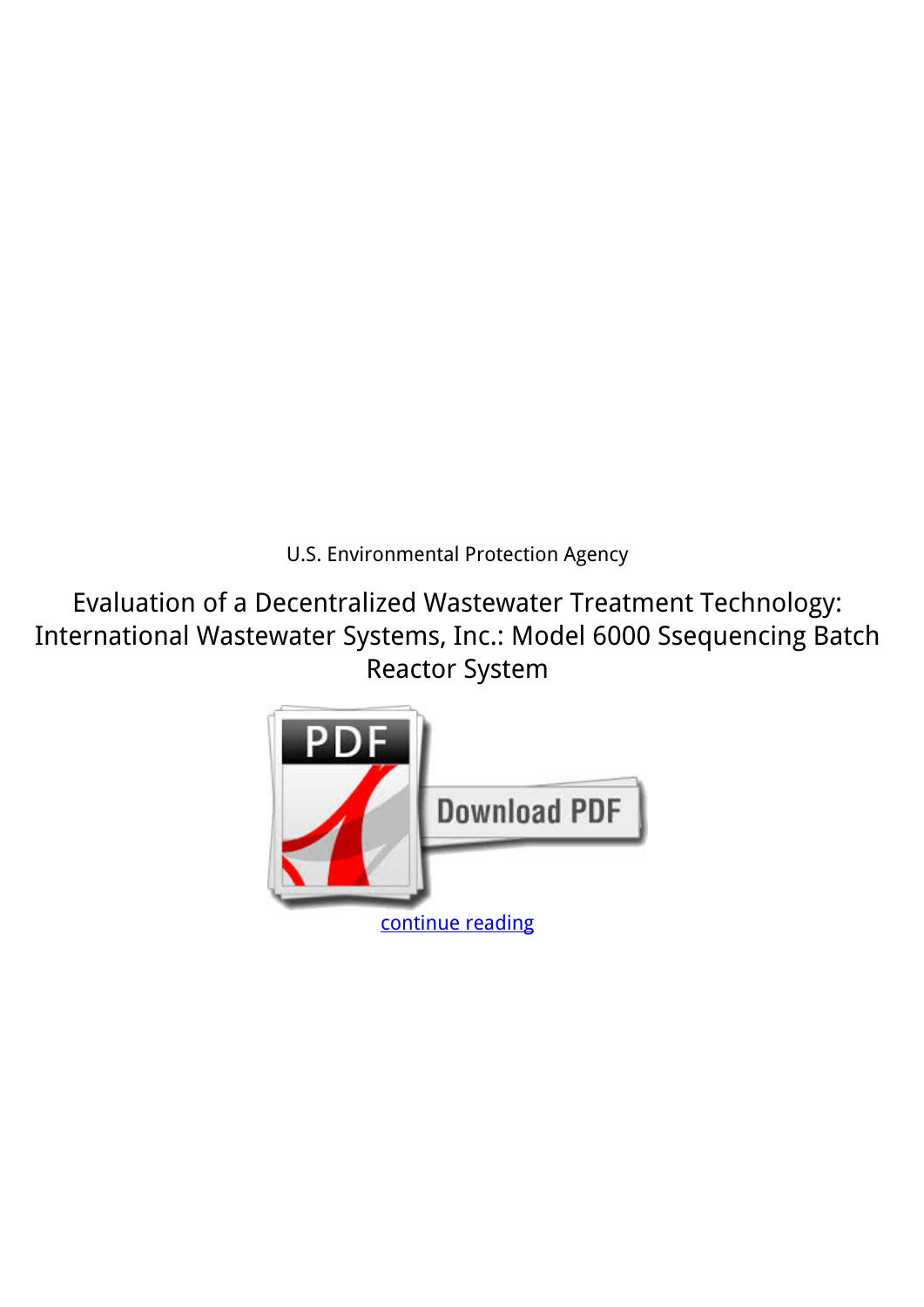U.S. Environmental Protection Agency

# Evaluation of a Decentralized Wastewater Treatment Technology: International Wastewater Systems, Inc.: Model 6000 Ssequencing Batch Reactor System

continue reading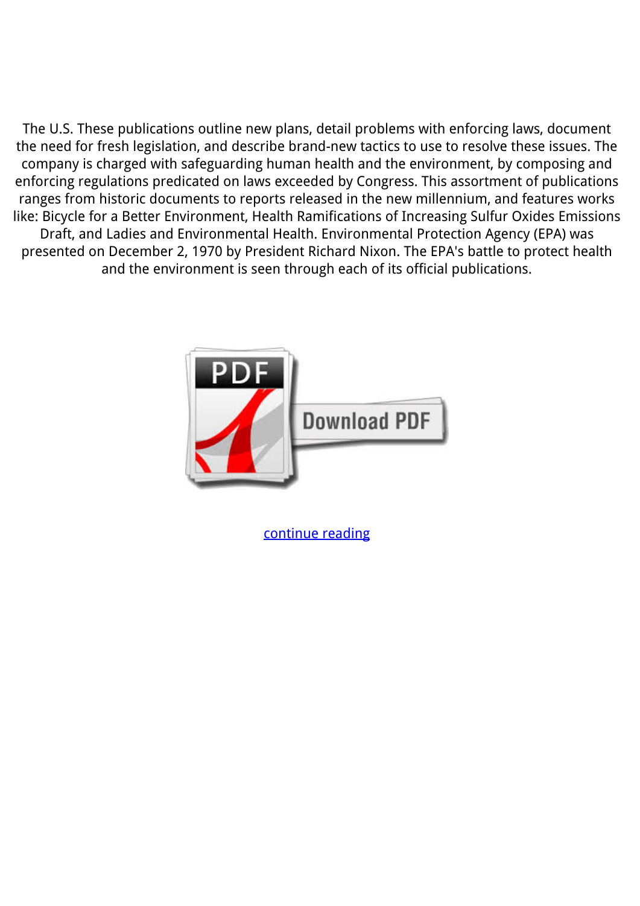The U.S. These publications outline new plans, detail problems with enforcing laws, document the need for fresh legislation, and describe brand-new tactics to use to resolve these issues. The company is charged with safeguarding human health and the environment, by composing and enforcing regulations predicated on laws exceeded by Congress. This assortment of publications ranges from historic documents to reports released in the new millennium, and features works like: Bicycle for a Better Environment, Health Ramifications of Increasing Sulfur Oxides Emissions Draft, and Ladies and Environmental Health. Environmental Protection Agency (EPA) was presented on December 2, 1970 by President Richard Nixon. The EPA's battle to protect health and the environment is seen through each of its official publications.

Download PDF

continue reading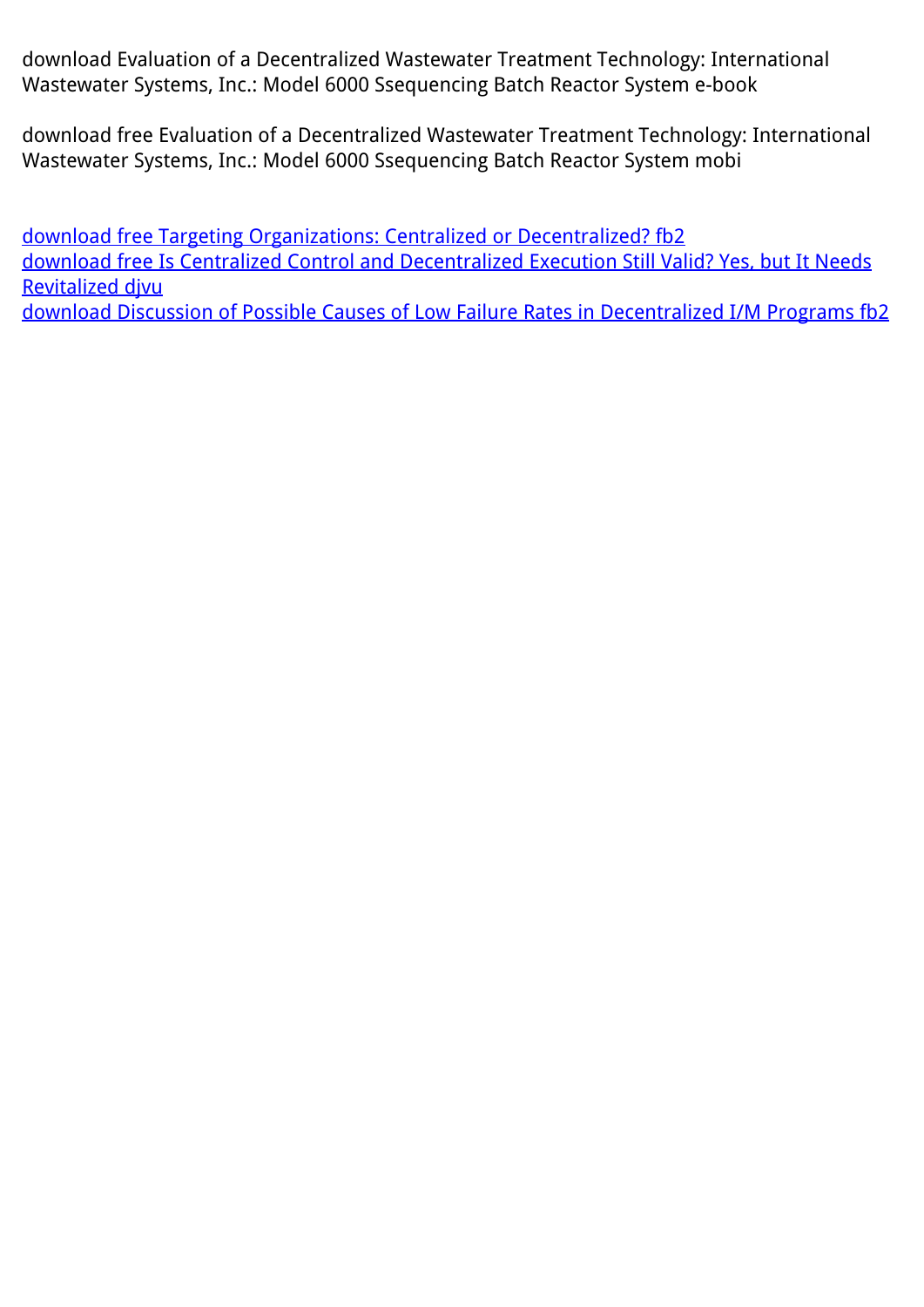download Evaluation of a Decentralized Wastewater Treatment Technology: International Wastewater Systems, Inc.: Model 6000 Ssequencing Batch Reactor System e-book

download free Evaluation of a Decentralized Wastewater Treatment Technology: International Wastewater Systems, Inc.: Model 6000 Ssequencing Batch Reactor System mobi

download free Targeting Organizations: Centralized or Decentralized? fb2
download free Is Centralized Control and Decentralized Execution Still Valid? Yes, but It Needs Revitalized djvu
download Discussion of Possible Causes of Low Failure Rates in Decentralized I/M Programs fb2